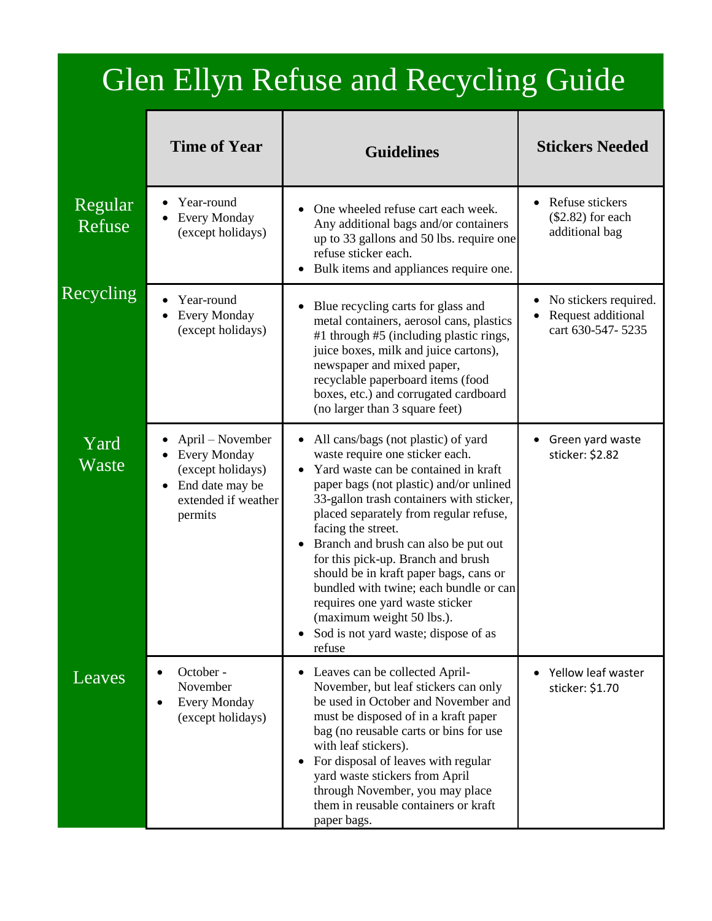# Glen Ellyn Refuse and Recycling Guide

| | Time of Year | Guidelines | Stickers Needed |
|---|---|---|---|
| Regular Refuse | • Year-round<br>• Every Monday (except holidays) | • One wheeled refuse cart each week. Any additional bags and/or containers up to 33 gallons and 50 lbs. require one refuse sticker each.<br>• Bulk items and appliances require one. | • Refuse stickers ($2.82) for each additional bag |
| Recycling | • Year-round<br>• Every Monday (except holidays) | • Blue recycling carts for glass and metal containers, aerosol cans, plastics #1 through #5 (including plastic rings, juice boxes, milk and juice cartons), newspaper and mixed paper, recyclable paperboard items (food boxes, etc.) and corrugated cardboard (no larger than 3 square feet) | • No stickers required.<br>• Request additional cart 630-547- 5235 |
| Yard Waste | • April – November<br>• Every Monday (except holidays)<br>• End date may be extended if weather permits | • All cans/bags (not plastic) of yard waste require one sticker each.<br>• Yard waste can be contained in kraft paper bags (not plastic) and/or unlined 33-gallon trash containers with sticker, placed separately from regular refuse, facing the street.<br>• Branch and brush can also be put out for this pick-up. Branch and brush should be in kraft paper bags, cans or bundled with twine; each bundle or can requires one yard waste sticker (maximum weight 50 lbs.).<br>• Sod is not yard waste; dispose of as refuse | • Green yard waste sticker: $2.82 |
| Leaves | • October - November<br>• Every Monday (except holidays) | • Leaves can be collected April-November, but leaf stickers can only be used in October and November and must be disposed of in a kraft paper bag (no reusable carts or bins for use with leaf stickers).<br>• For disposal of leaves with regular yard waste stickers from April through November, you may place them in reusable containers or kraft paper bags. | • Yellow leaf waster sticker: $1.70 |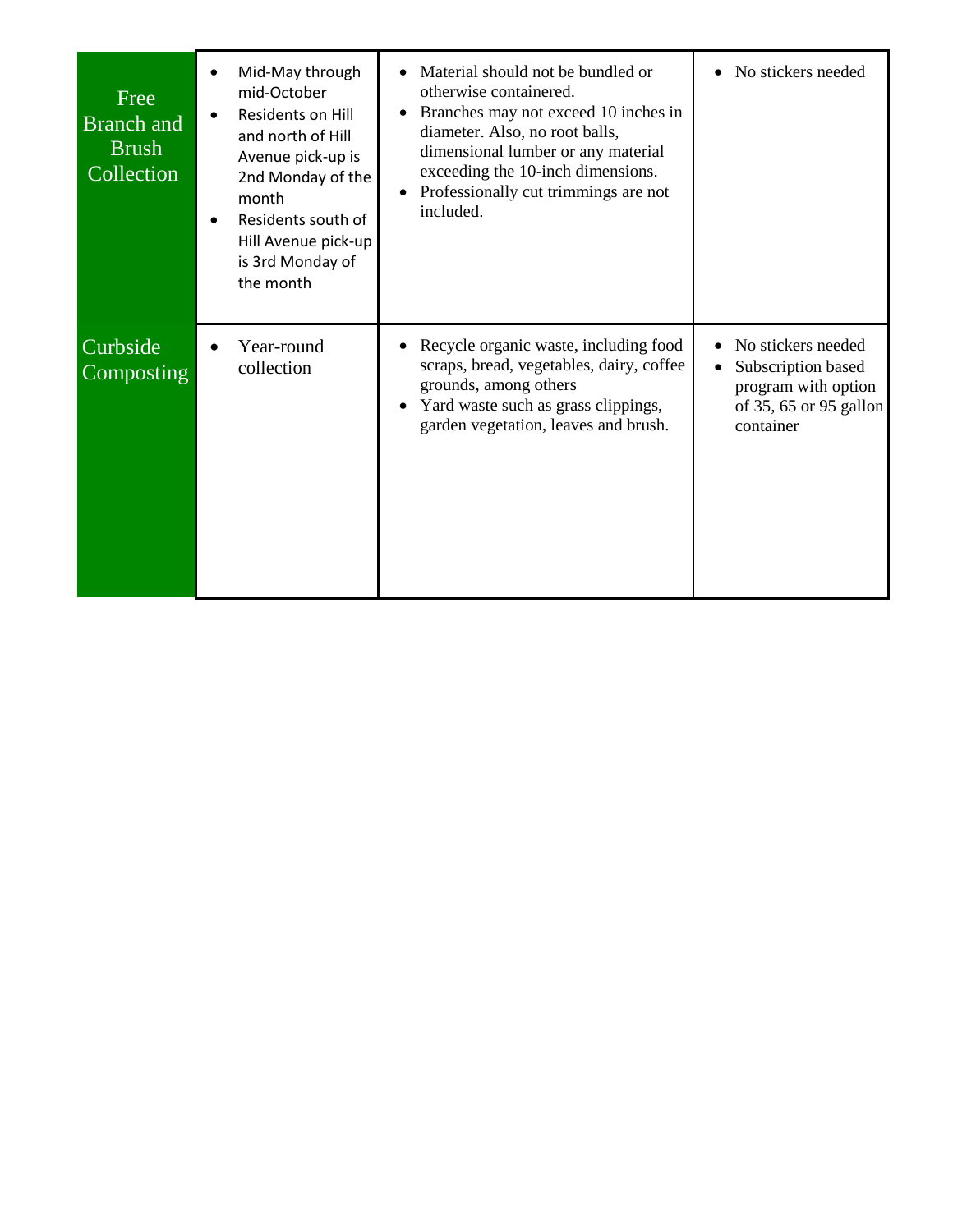| | | | |
|---|---|---|---|
| Free Branch and Brush Collection | • Mid-May through mid-October<br>• Residents on Hill and north of Hill Avenue pick-up is 2nd Monday of the month<br>• Residents south of Hill Avenue pick-up is 3rd Monday of the month | • Material should not be bundled or otherwise containered.<br>• Branches may not exceed 10 inches in diameter. Also, no root balls, dimensional lumber or any material exceeding the 10-inch dimensions.<br>• Professionally cut trimmings are not included. | • No stickers needed |
| Curbside Composting | • Year-round collection | • Recycle organic waste, including food scraps, bread, vegetables, dairy, coffee grounds, among others<br>• Yard waste such as grass clippings, garden vegetation, leaves and brush. | • No stickers needed<br>• Subscription based program with option of 35, 65 or 95 gallon container |